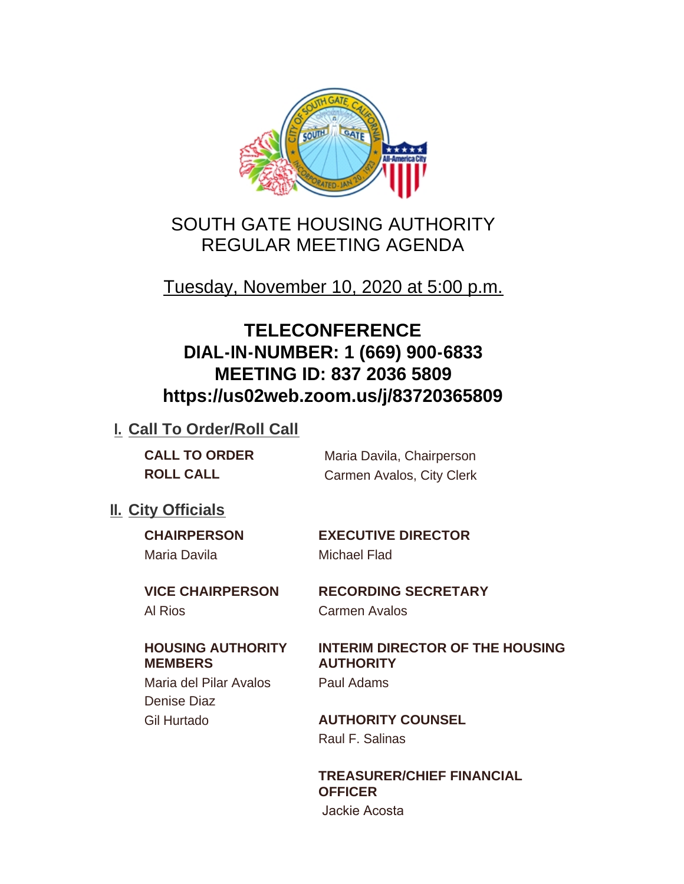# SOUTH GATE HOUSING AUTHORITY
# REGULAR MEETING AGENDA

Tuesday, November 10, 2020 at 5:00 p.m.

**TELECONFERENCE**
**DIAL-IN-NUMBER: 1 (669) 900-6833**
**MEETING ID: 837 2036 5809**
**https://us02web.zoom.us/j/83720365809**

## I. Call To Order/Roll Call

**CALL TO ORDER** Maria Davila, Chairperson
**ROLL CALL** Carmen Avalos, City Clerk

## II. City Officials

**CHAIRPERSON**
Maria Davila

**VICE CHAIRPERSON**
Al Rios

**HOUSING AUTHORITY MEMBERS**
Maria del Pilar Avalos
Denise Diaz
Gil Hurtado

**EXECUTIVE DIRECTOR**
Michael Flad

**RECORDING SECRETARY**
Carmen Avalos

**INTERIM DIRECTOR OF THE HOUSING AUTHORITY**
Paul Adams

**AUTHORITY COUNSEL**
Raul F. Salinas

**TREASURER/CHIEF FINANCIAL OFFICER**
Jackie Acosta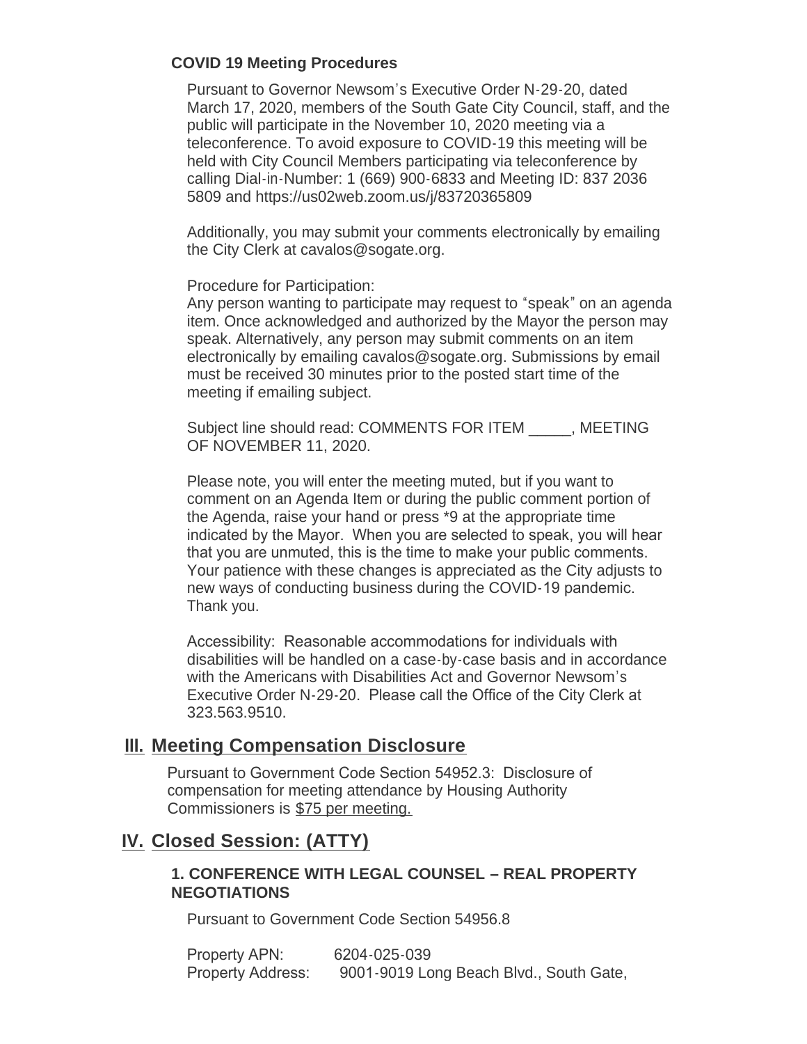**COVID 19 Meeting Procedures**

Pursuant to Governor Newsom's Executive Order N-29-20, dated March 17, 2020, members of the South Gate City Council, staff, and the public will participate in the November 10, 2020 meeting via a teleconference. To avoid exposure to COVID-19 this meeting will be held with City Council Members participating via teleconference by calling Dial-in-Number: 1 (669) 900-6833 and Meeting ID: 837 2036 5809 and https://us02web.zoom.us/j/83720365809

Additionally, you may submit your comments electronically by emailing the City Clerk at cavalos@sogate.org.

Procedure for Participation:
Any person wanting to participate may request to "speak" on an agenda item. Once acknowledged and authorized by the Mayor the person may speak. Alternatively, any person may submit comments on an item electronically by emailing cavalos@sogate.org. Submissions by email must be received 30 minutes prior to the posted start time of the meeting if emailing subject.

Subject line should read: COMMENTS FOR ITEM _____, MEETING OF NOVEMBER 11, 2020.

Please note, you will enter the meeting muted, but if you want to comment on an Agenda Item or during the public comment portion of the Agenda, raise your hand or press *9 at the appropriate time indicated by the Mayor. When you are selected to speak, you will hear that you are unmuted, this is the time to make your public comments. Your patience with these changes is appreciated as the City adjusts to new ways of conducting business during the COVID-19 pandemic. Thank you.

Accessibility: Reasonable accommodations for individuals with disabilities will be handled on a case-by-case basis and in accordance with the Americans with Disabilities Act and Governor Newsom's Executive Order N-29-20. Please call the Office of the City Clerk at 323.563.9510.

## III. Meeting Compensation Disclosure

Pursuant to Government Code Section 54952.3: Disclosure of compensation for meeting attendance by Housing Authority Commissioners is $75 per meeting.

## IV. Closed Session: (ATTY)

**1. CONFERENCE WITH LEGAL COUNSEL – REAL PROPERTY NEGOTIATIONS**

Pursuant to Government Code Section 54956.8

Property APN: 6204-025-039
Property Address: 9001-9019 Long Beach Blvd., South Gate,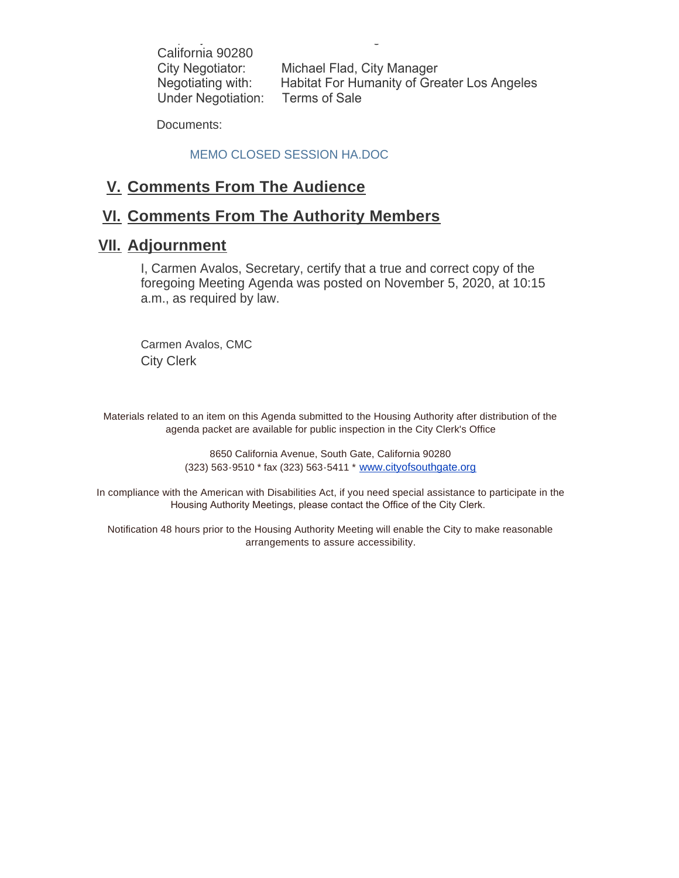California 90280

City Negotiator: Michael Flad, City Manager
Negotiating with: Habitat For Humanity of Greater Los Angeles
Under Negotiation: Terms of Sale

Documents:

MEMO CLOSED SESSION HA.DOC

## V. Comments From The Audience

## VI. Comments From The Authority Members

## VII. Adjournment

I, Carmen Avalos, Secretary, certify that a true and correct copy of the foregoing Meeting Agenda was posted on November 5, 2020, at 10:15 a.m., as required by law.

Carmen Avalos, CMC
City Clerk

Materials related to an item on this Agenda submitted to the Housing Authority after distribution of the agenda packet are available for public inspection in the City Clerk's Office

8650 California Avenue, South Gate, California 90280
(323) 563-9510 * fax (323) 563-5411 * www.cityofsouthgate.org

In compliance with the American with Disabilities Act, if you need special assistance to participate in the Housing Authority Meetings, please contact the Office of the City Clerk.

Notification 48 hours prior to the Housing Authority Meeting will enable the City to make reasonable arrangements to assure accessibility.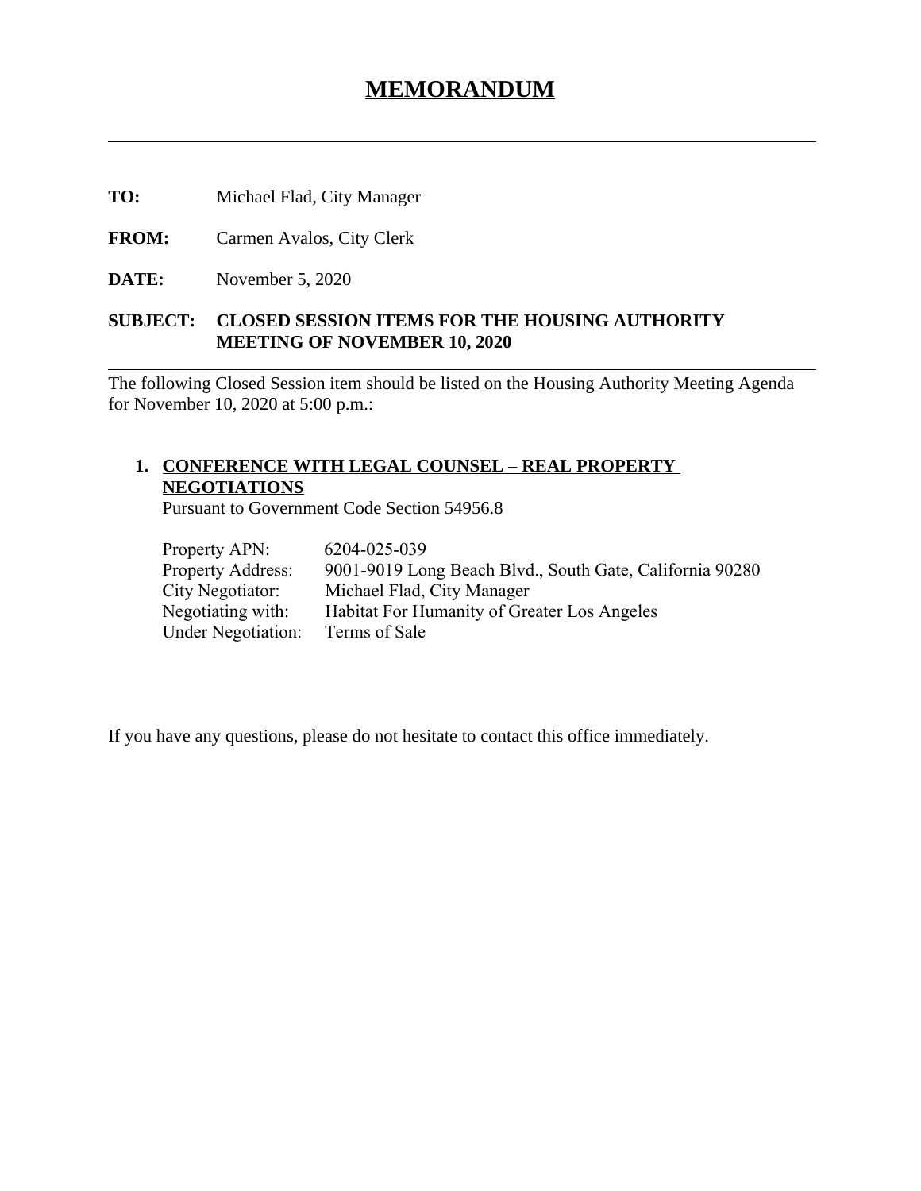# MEMORANDUM

---

**TO:** Michael Flad, City Manager

**FROM:** Carmen Avalos, City Clerk

**DATE:** November 5, 2020

**SUBJECT: CLOSED SESSION ITEMS FOR THE HOUSING AUTHORITY MEETING OF NOVEMBER 10, 2020**

---

The following Closed Session item should be listed on the Housing Authority Meeting Agenda for November 10, 2020 at 5:00 p.m.:

1. **CONFERENCE WITH LEGAL COUNSEL – REAL PROPERTY NEGOTIATIONS**
   Pursuant to Government Code Section 54956.8

   | | |
   |---|---|
   | Property APN: | 6204-025-039 |
   | Property Address: | 9001-9019 Long Beach Blvd., South Gate, California 90280 |
   | City Negotiator: | Michael Flad, City Manager |
   | Negotiating with: | Habitat For Humanity of Greater Los Angeles |
   | Under Negotiation: | Terms of Sale |

If you have any questions, please do not hesitate to contact this office immediately.